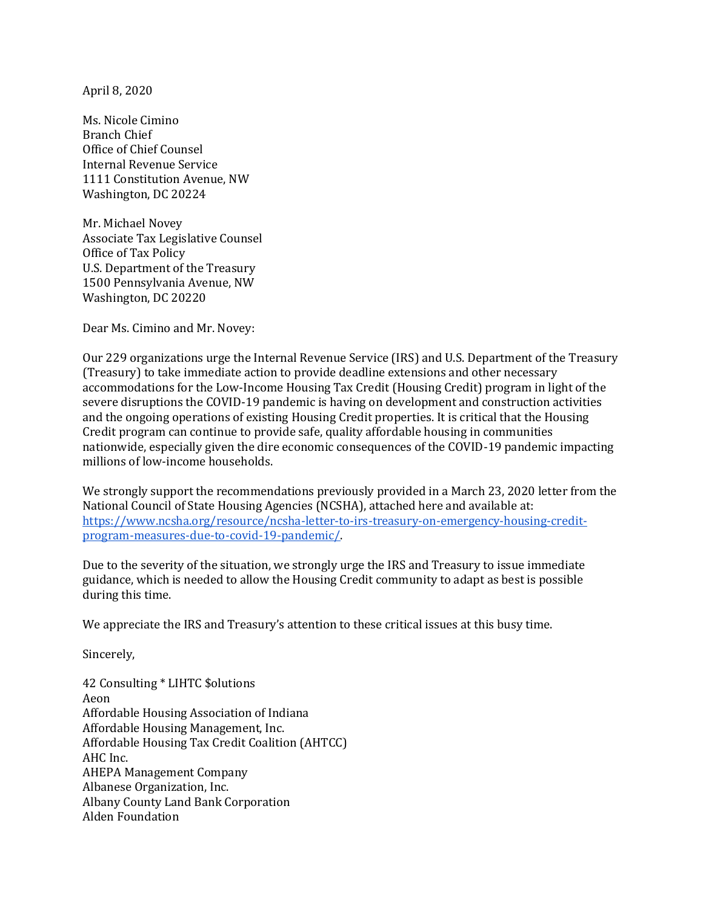April 8, 2020

Ms. Nicole Cimino
Branch Chief
Office of Chief Counsel
Internal Revenue Service
1111 Constitution Avenue, NW
Washington, DC 20224

Mr. Michael Novey
Associate Tax Legislative Counsel
Office of Tax Policy
U.S. Department of the Treasury
1500 Pennsylvania Avenue, NW
Washington, DC 20220

Dear Ms. Cimino and Mr. Novey:

Our 229 organizations urge the Internal Revenue Service (IRS) and U.S. Department of the Treasury (Treasury) to take immediate action to provide deadline extensions and other necessary accommodations for the Low-Income Housing Tax Credit (Housing Credit) program in light of the severe disruptions the COVID-19 pandemic is having on development and construction activities and the ongoing operations of existing Housing Credit properties. It is critical that the Housing Credit program can continue to provide safe, quality affordable housing in communities nationwide, especially given the dire economic consequences of the COVID-19 pandemic impacting millions of low-income households.

We strongly support the recommendations previously provided in a March 23, 2020 letter from the National Council of State Housing Agencies (NCSHA), attached here and available at: [https://www.ncsha.org/resource/ncsha-letter-to-irs-treasury-on-emergency-housing-credit-program-measures-due-to-covid-19-pandemic/](https://www.ncsha.org/resource/ncsha-letter-to-irs-treasury-on-emergency-housing-credit-program-measures-due-to-covid-19-pandemic/).

Due to the severity of the situation, we strongly urge the IRS and Treasury to issue immediate guidance, which is needed to allow the Housing Credit community to adapt as best is possible during this time.

We appreciate the IRS and Treasury's attention to these critical issues at this busy time.

Sincerely,

42 Consulting * LIHTC $olutions
Aeon
Affordable Housing Association of Indiana
Affordable Housing Management, Inc.
Affordable Housing Tax Credit Coalition (AHTCC)
AHC Inc.
AHEPA Management Company
Albanese Organization, Inc.
Albany County Land Bank Corporation
Alden Foundation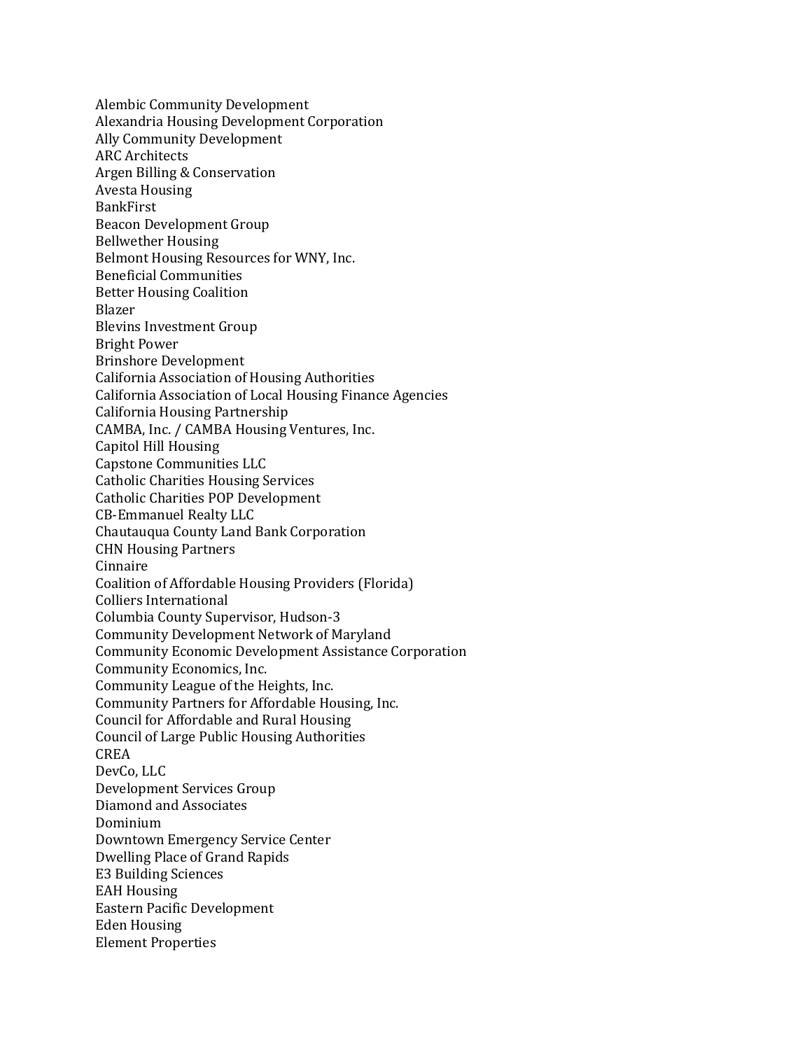Alembic Community Development
Alexandria Housing Development Corporation
Ally Community Development
ARC Architects
Argen Billing & Conservation
Avesta Housing
BankFirst
Beacon Development Group
Bellwether Housing
Belmont Housing Resources for WNY, Inc.
Beneficial Communities
Better Housing Coalition
Blazer
Blevins Investment Group
Bright Power
Brinshore Development
California Association of Housing Authorities
California Association of Local Housing Finance Agencies
California Housing Partnership
CAMBA, Inc. / CAMBA Housing Ventures, Inc.
Capitol Hill Housing
Capstone Communities LLC
Catholic Charities Housing Services
Catholic Charities POP Development
CB-Emmanuel Realty LLC
Chautauqua County Land Bank Corporation
CHN Housing Partners
Cinnaire
Coalition of Affordable Housing Providers (Florida)
Colliers International
Columbia County Supervisor, Hudson-3
Community Development Network of Maryland
Community Economic Development Assistance Corporation
Community Economics, Inc.
Community League of the Heights, Inc.
Community Partners for Affordable Housing, Inc.
Council for Affordable and Rural Housing
Council of Large Public Housing Authorities
CREA
DevCo, LLC
Development Services Group
Diamond and Associates
Dominium
Downtown Emergency Service Center
Dwelling Place of Grand Rapids
E3 Building Sciences
EAH Housing
Eastern Pacific Development
Eden Housing
Element Properties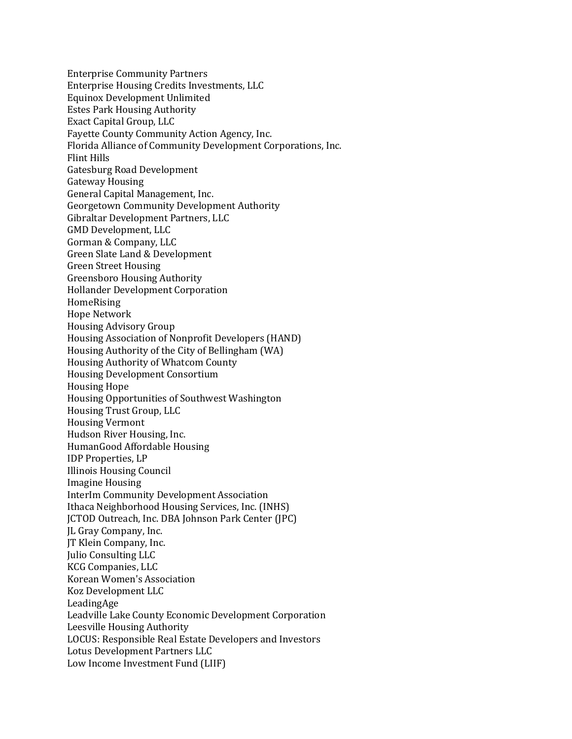Enterprise Community Partners
Enterprise Housing Credits Investments, LLC
Equinox Development Unlimited
Estes Park Housing Authority
Exact Capital Group, LLC
Fayette County Community Action Agency, Inc.
Florida Alliance of Community Development Corporations, Inc.
Flint Hills
Gatesburg Road Development
Gateway Housing
General Capital Management, Inc.
Georgetown Community Development Authority
Gibraltar Development Partners, LLC
GMD Development, LLC
Gorman & Company, LLC
Green Slate Land & Development
Green Street Housing
Greensboro Housing Authority
Hollander Development Corporation
HomeRising
Hope Network
Housing Advisory Group
Housing Association of Nonprofit Developers (HAND)
Housing Authority of the City of Bellingham (WA)
Housing Authority of Whatcom County
Housing Development Consortium
Housing Hope
Housing Opportunities of Southwest Washington
Housing Trust Group, LLC
Housing Vermont
Hudson River Housing, Inc.
HumanGood Affordable Housing
IDP Properties, LP
Illinois Housing Council
Imagine Housing
InterIm Community Development Association
Ithaca Neighborhood Housing Services, Inc. (INHS)
JCTOD Outreach, Inc. DBA Johnson Park Center (JPC)
JL Gray Company, Inc.
JT Klein Company, Inc.
Julio Consulting LLC
KCG Companies, LLC
Korean Women's Association
Koz Development LLC
LeadingAge
Leadville Lake County Economic Development Corporation
Leesville Housing Authority
LOCUS: Responsible Real Estate Developers and Investors
Lotus Development Partners LLC
Low Income Investment Fund (LIIF)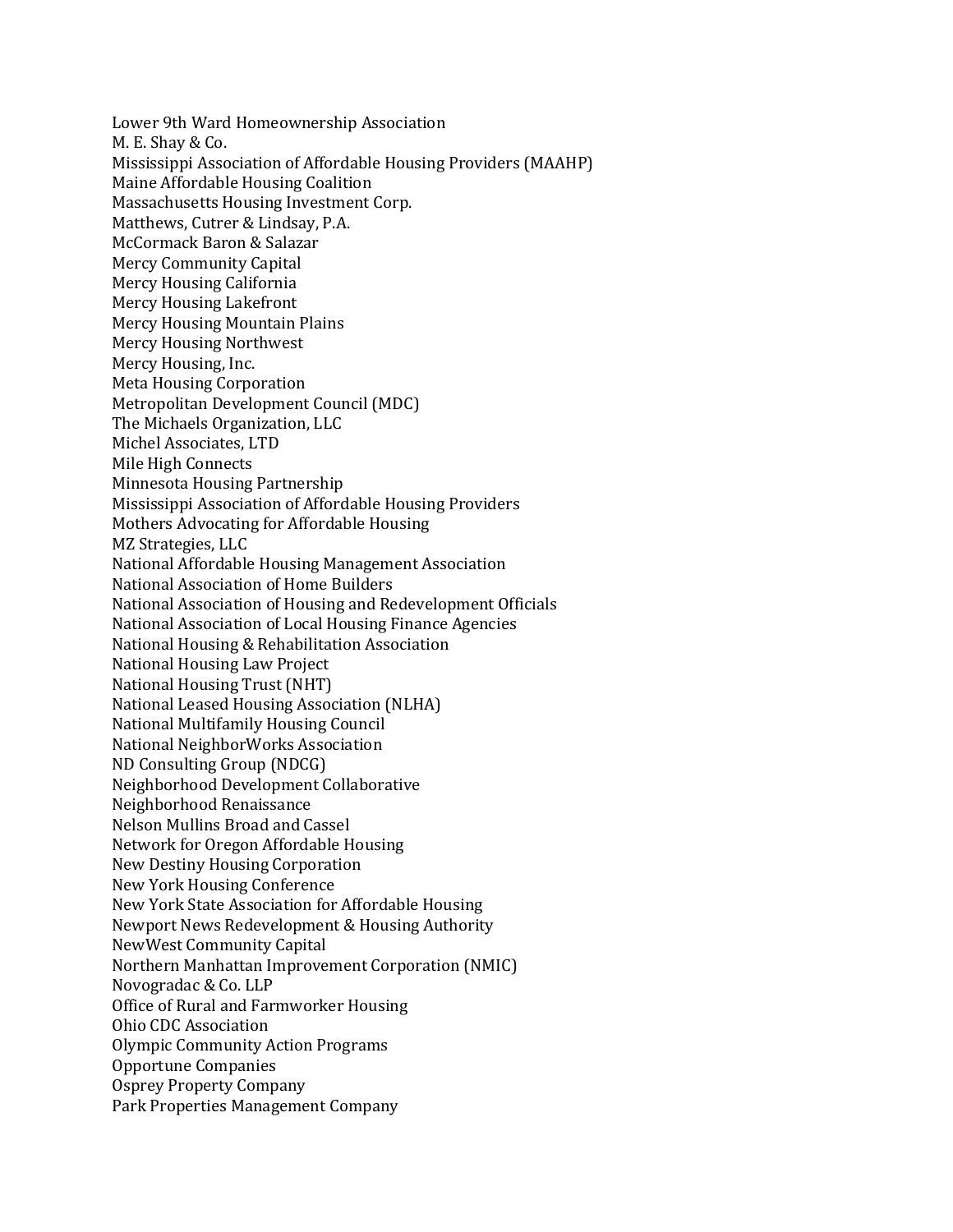Lower 9th Ward Homeownership Association
M. E. Shay & Co.
Mississippi Association of Affordable Housing Providers (MAAHP)
Maine Affordable Housing Coalition
Massachusetts Housing Investment Corp.
Matthews, Cutrer & Lindsay, P.A.
McCormack Baron & Salazar
Mercy Community Capital
Mercy Housing California
Mercy Housing Lakefront
Mercy Housing Mountain Plains
Mercy Housing Northwest
Mercy Housing, Inc.
Meta Housing Corporation
Metropolitan Development Council (MDC)
The Michaels Organization, LLC
Michel Associates, LTD
Mile High Connects
Minnesota Housing Partnership
Mississippi Association of Affordable Housing Providers
Mothers Advocating for Affordable Housing
MZ Strategies, LLC
National Affordable Housing Management Association
National Association of Home Builders
National Association of Housing and Redevelopment Officials
National Association of Local Housing Finance Agencies
National Housing & Rehabilitation Association
National Housing Law Project
National Housing Trust (NHT)
National Leased Housing Association (NLHA)
National Multifamily Housing Council
National NeighborWorks Association
ND Consulting Group (NDCG)
Neighborhood Development Collaborative
Neighborhood Renaissance
Nelson Mullins Broad and Cassel
Network for Oregon Affordable Housing
New Destiny Housing Corporation
New York Housing Conference
New York State Association for Affordable Housing
Newport News Redevelopment & Housing Authority
NewWest Community Capital
Northern Manhattan Improvement Corporation (NMIC)
Novogradac & Co. LLP
Office of Rural and Farmworker Housing
Ohio CDC Association
Olympic Community Action Programs
Opportune Companies
Osprey Property Company
Park Properties Management Company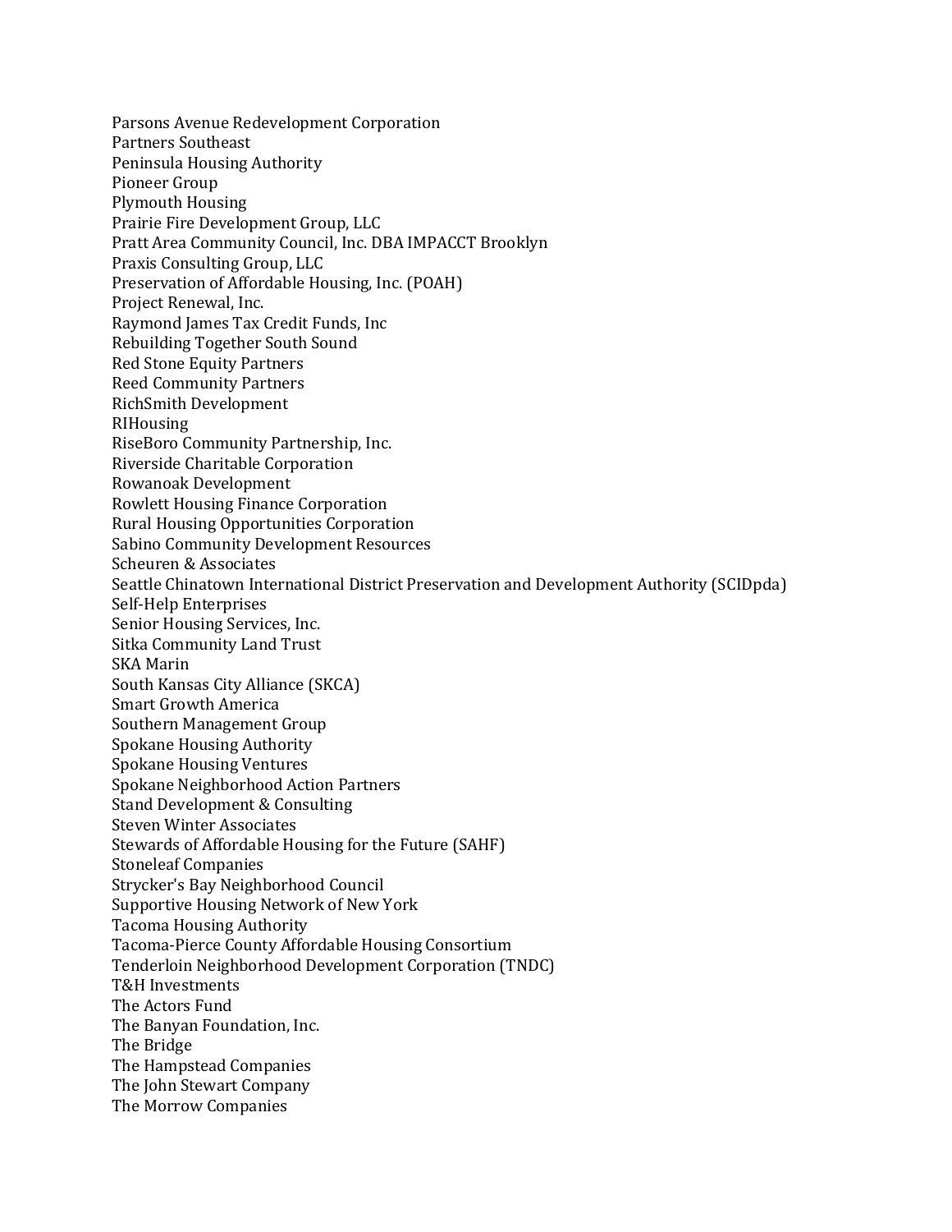Parsons Avenue Redevelopment Corporation
Partners Southeast
Peninsula Housing Authority
Pioneer Group
Plymouth Housing
Prairie Fire Development Group, LLC
Pratt Area Community Council, Inc. DBA IMPACCT Brooklyn
Praxis Consulting Group, LLC
Preservation of Affordable Housing, Inc. (POAH)
Project Renewal, Inc.
Raymond James Tax Credit Funds, Inc
Rebuilding Together South Sound
Red Stone Equity Partners
Reed Community Partners
RichSmith Development
RIHousing
RiseBoro Community Partnership, Inc.
Riverside Charitable Corporation
Rowanoak Development
Rowlett Housing Finance Corporation
Rural Housing Opportunities Corporation
Sabino Community Development Resources
Scheuren & Associates
Seattle Chinatown International District Preservation and Development Authority (SCIDpda)
Self-Help Enterprises
Senior Housing Services, Inc.
Sitka Community Land Trust
SKA Marin
South Kansas City Alliance (SKCA)
Smart Growth America
Southern Management Group
Spokane Housing Authority
Spokane Housing Ventures
Spokane Neighborhood Action Partners
Stand Development & Consulting
Steven Winter Associates
Stewards of Affordable Housing for the Future (SAHF)
Stoneleaf Companies
Strycker's Bay Neighborhood Council
Supportive Housing Network of New York
Tacoma Housing Authority
Tacoma-Pierce County Affordable Housing Consortium
Tenderloin Neighborhood Development Corporation (TNDC)
T&H Investments
The Actors Fund
The Banyan Foundation, Inc.
The Bridge
The Hampstead Companies
The John Stewart Company
The Morrow Companies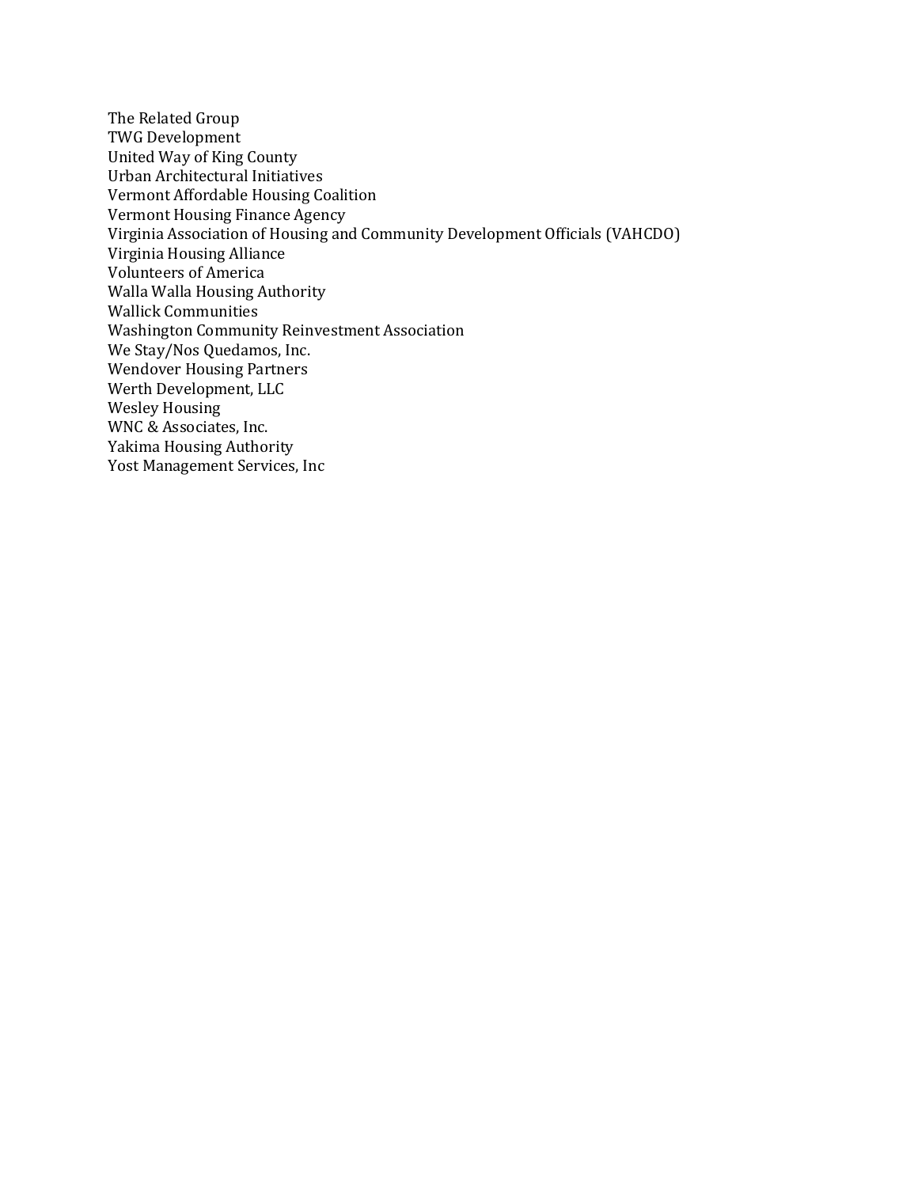The Related Group
TWG Development
United Way of King County
Urban Architectural Initiatives
Vermont Affordable Housing Coalition
Vermont Housing Finance Agency
Virginia Association of Housing and Community Development Officials (VAHCDO)
Virginia Housing Alliance
Volunteers of America
Walla Walla Housing Authority
Wallick Communities
Washington Community Reinvestment Association
We Stay/Nos Quedamos, Inc.
Wendover Housing Partners
Werth Development, LLC
Wesley Housing
WNC & Associates, Inc.
Yakima Housing Authority
Yost Management Services, Inc